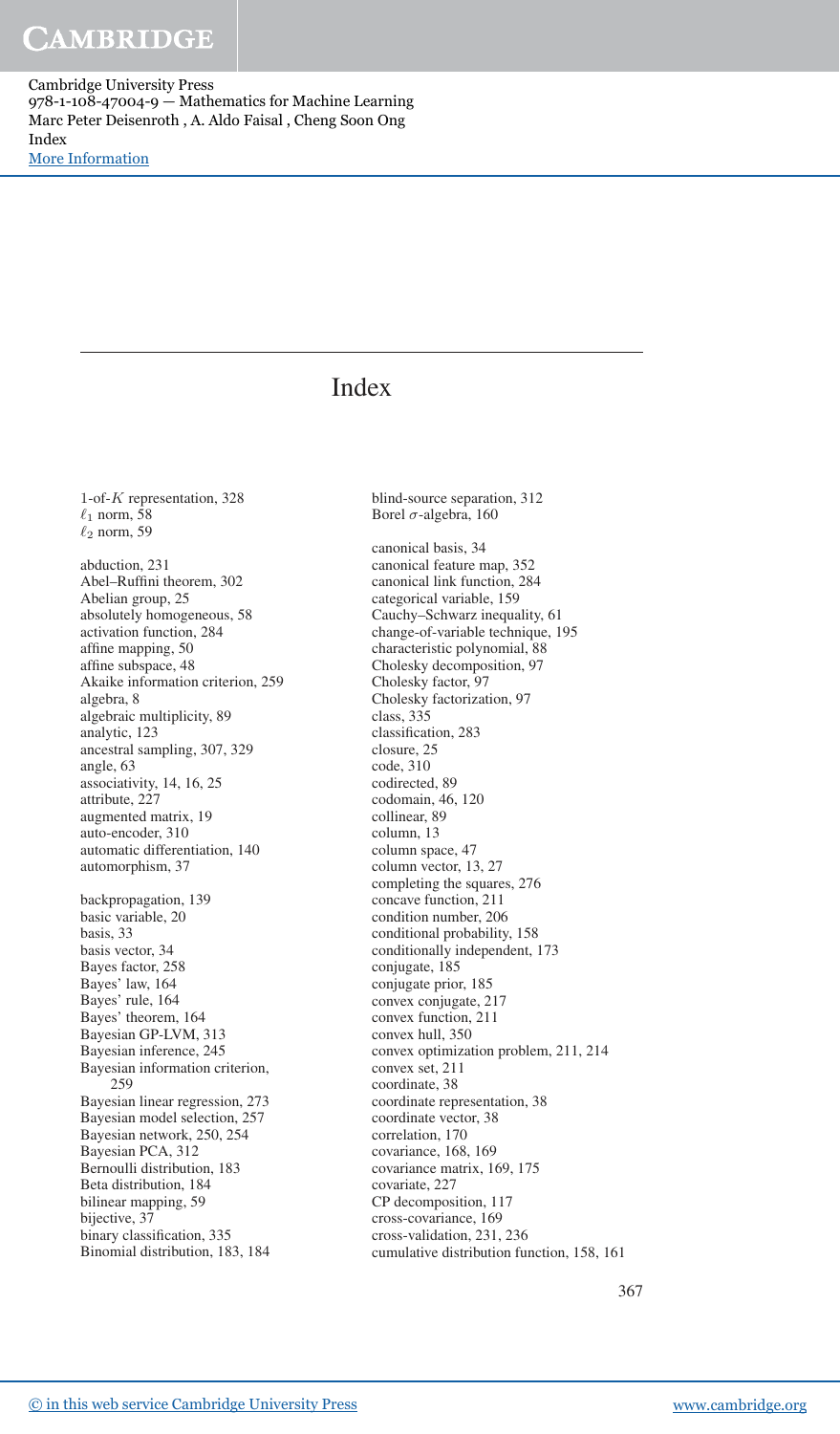# Index

1-of-$K$ representation, 328
$\ell_1$ norm, 58
$\ell_2$ norm, 59

abduction, 231
Abel–Ruffini theorem, 302
Abelian group, 25
absolutely homogeneous, 58
activation function, 284
affine mapping, 50
affine subspace, 48
Akaike information criterion, 259
algebra, 8
algebraic multiplicity, 89
analytic, 123
ancestral sampling, 307, 329
angle, 63
associativity, 14, 16, 25
attribute, 227
augmented matrix, 19
auto-encoder, 310
automatic differentiation, 140
automorphism, 37

backpropagation, 139
basic variable, 20
basis, 33
basis vector, 34
Bayes factor, 258
Bayes' law, 164
Bayes' rule, 164
Bayes' theorem, 164
Bayesian GP-LVM, 313
Bayesian inference, 245
Bayesian information criterion, 259
Bayesian linear regression, 273
Bayesian model selection, 257
Bayesian network, 250, 254
Bayesian PCA, 312
Bernoulli distribution, 183
Beta distribution, 184
bilinear mapping, 59
bijective, 37
binary classification, 335
Binomial distribution, 183, 184
blind-source separation, 312
Borel $\sigma$-algebra, 160

canonical basis, 34
canonical feature map, 352
canonical link function, 284
categorical variable, 159
Cauchy–Schwarz inequality, 61
change-of-variable technique, 195
characteristic polynomial, 88
Cholesky decomposition, 97
Cholesky factor, 97
Cholesky factorization, 97
class, 335
classification, 283
closure, 25
code, 310
codirected, 89
codomain, 46, 120
collinear, 89
column, 13
column space, 47
column vector, 13, 27
completing the squares, 276
concave function, 211
condition number, 206
conditional probability, 158
conditionally independent, 173
conjugate, 185
conjugate prior, 185
convex conjugate, 217
convex function, 211
convex hull, 350
convex optimization problem, 211, 214
convex set, 211
coordinate, 38
coordinate representation, 38
coordinate vector, 38
correlation, 170
covariance, 168, 169
covariance matrix, 169, 175
covariate, 227
CP decomposition, 117
cross-covariance, 169
cross-validation, 231, 236
cumulative distribution function, 158, 161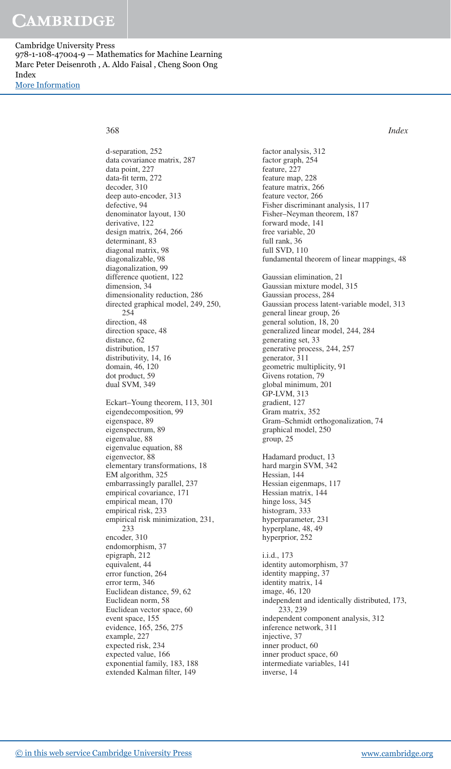d-separation, 252
data covariance matrix, 287
data point, 227
data-fit term, 272
decoder, 310
deep auto-encoder, 313
defective, 94
denominator layout, 130
derivative, 122
design matrix, 264, 266
determinant, 83
diagonal matrix, 98
diagonalizable, 98
diagonalization, 99
difference quotient, 122
dimension, 34
dimensionality reduction, 286
directed graphical model, 249, 250, 254
direction, 48
direction space, 48
distance, 62
distribution, 157
distributivity, 14, 16
domain, 46, 120
dot product, 59
dual SVM, 349

Eckart–Young theorem, 113, 301
eigendecomposition, 99
eigenspace, 89
eigenspectrum, 89
eigenvalue, 88
eigenvalue equation, 88
eigenvector, 88
elementary transformations, 18
EM algorithm, 325
embarrassingly parallel, 237
empirical covariance, 171
empirical mean, 170
empirical risk, 233
empirical risk minimization, 231, 233
encoder, 310
endomorphism, 37
epigraph, 212
equivalent, 44
error function, 264
error term, 346
Euclidean distance, 59, 62
Euclidean norm, 58
Euclidean vector space, 60
event space, 155
evidence, 165, 256, 275
example, 227
expected risk, 234
expected value, 166
exponential family, 183, 188
extended Kalman filter, 149

factor analysis, 312
factor graph, 254
feature, 227
feature map, 228
feature matrix, 266
feature vector, 266
Fisher discriminant analysis, 117
Fisher–Neyman theorem, 187
forward mode, 141
free variable, 20
full rank, 36
full SVD, 110
fundamental theorem of linear mappings, 48

Gaussian elimination, 21
Gaussian mixture model, 315
Gaussian process, 284
Gaussian process latent-variable model, 313
general linear group, 26
general solution, 18, 20
generalized linear model, 244, 284
generating set, 33
generative process, 244, 257
generator, 311
geometric multiplicity, 91
Givens rotation, 79
global minimum, 201
GP-LVM, 313
gradient, 127
Gram matrix, 352
Gram–Schmidt orthogonalization, 74
graphical model, 250
group, 25

Hadamard product, 13
hard margin SVM, 342
Hessian, 144
Hessian eigenmaps, 117
Hessian matrix, 144
hinge loss, 345
histogram, 333
hyperparameter, 231
hyperplane, 48, 49
hyperprior, 252

i.i.d., 173
identity automorphism, 37
identity mapping, 37
identity matrix, 14
image, 46, 120
independent and identically distributed, 173, 233, 239
independent component analysis, 312
inference network, 311
injective, 37
inner product, 60
inner product space, 60
intermediate variables, 141
inverse, 14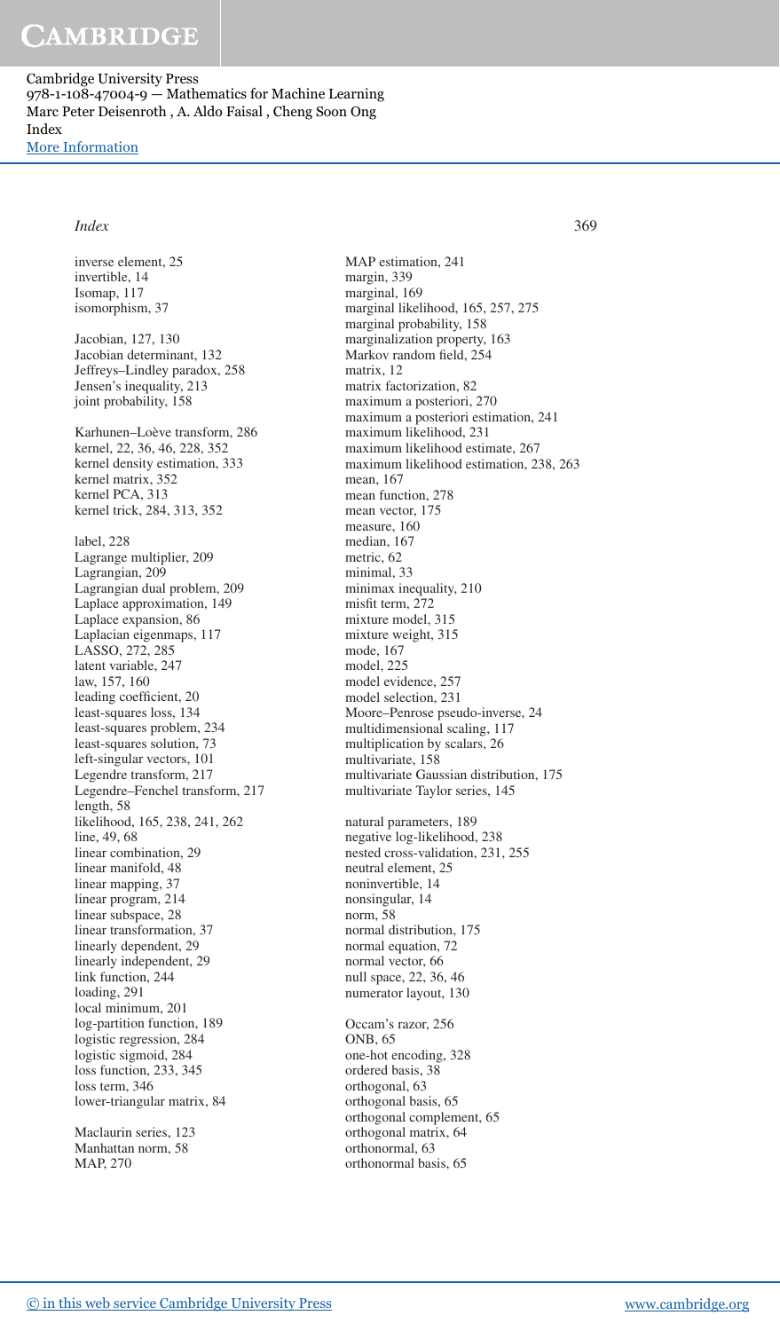inverse element, 25
invertible, 14
Isomap, 117
isomorphism, 37

Jacobian, 127, 130
Jacobian determinant, 132
Jeffreys–Lindley paradox, 258
Jensen's inequality, 213
joint probability, 158

Karhunen–Loève transform, 286
kernel, 22, 36, 46, 228, 352
kernel density estimation, 333
kernel matrix, 352
kernel PCA, 313
kernel trick, 284, 313, 352

label, 228
Lagrange multiplier, 209
Lagrangian, 209
Lagrangian dual problem, 209
Laplace approximation, 149
Laplace expansion, 86
Laplacian eigenmaps, 117
LASSO, 272, 285
latent variable, 247
law, 157, 160
leading coefficient, 20
least-squares loss, 134
least-squares problem, 234
least-squares solution, 73
left-singular vectors, 101
Legendre transform, 217
Legendre–Fenchel transform, 217
length, 58
likelihood, 165, 238, 241, 262
line, 49, 68
linear combination, 29
linear manifold, 48
linear mapping, 37
linear program, 214
linear subspace, 28
linear transformation, 37
linearly dependent, 29
linearly independent, 29
link function, 244
loading, 291
local minimum, 201
log-partition function, 189
logistic regression, 284
logistic sigmoid, 284
loss function, 233, 345
loss term, 346
lower-triangular matrix, 84

Maclaurin series, 123
Manhattan norm, 58
MAP, 270
MAP estimation, 241
margin, 339
marginal, 169
marginal likelihood, 165, 257, 275
marginal probability, 158
marginalization property, 163
Markov random field, 254
matrix, 12
matrix factorization, 82
maximum a posteriori, 270
maximum a posteriori estimation, 241
maximum likelihood, 231
maximum likelihood estimate, 267
maximum likelihood estimation, 238, 263
mean, 167
mean function, 278
mean vector, 175
measure, 160
median, 167
metric, 62
minimal, 33
minimax inequality, 210
misfit term, 272
mixture model, 315
mixture weight, 315
mode, 167
model, 225
model evidence, 257
model selection, 231
Moore–Penrose pseudo-inverse, 24
multidimensional scaling, 117
multiplication by scalars, 26
multivariate, 158
multivariate Gaussian distribution, 175
multivariate Taylor series, 145

natural parameters, 189
negative log-likelihood, 238
nested cross-validation, 231, 255
neutral element, 25
noninvertible, 14
nonsingular, 14
norm, 58
normal distribution, 175
normal equation, 72
normal vector, 66
null space, 22, 36, 46
numerator layout, 130

Occam's razor, 256
ONB, 65
one-hot encoding, 328
ordered basis, 38
orthogonal, 63
orthogonal basis, 65
orthogonal complement, 65
orthogonal matrix, 64
orthonormal, 63
orthonormal basis, 65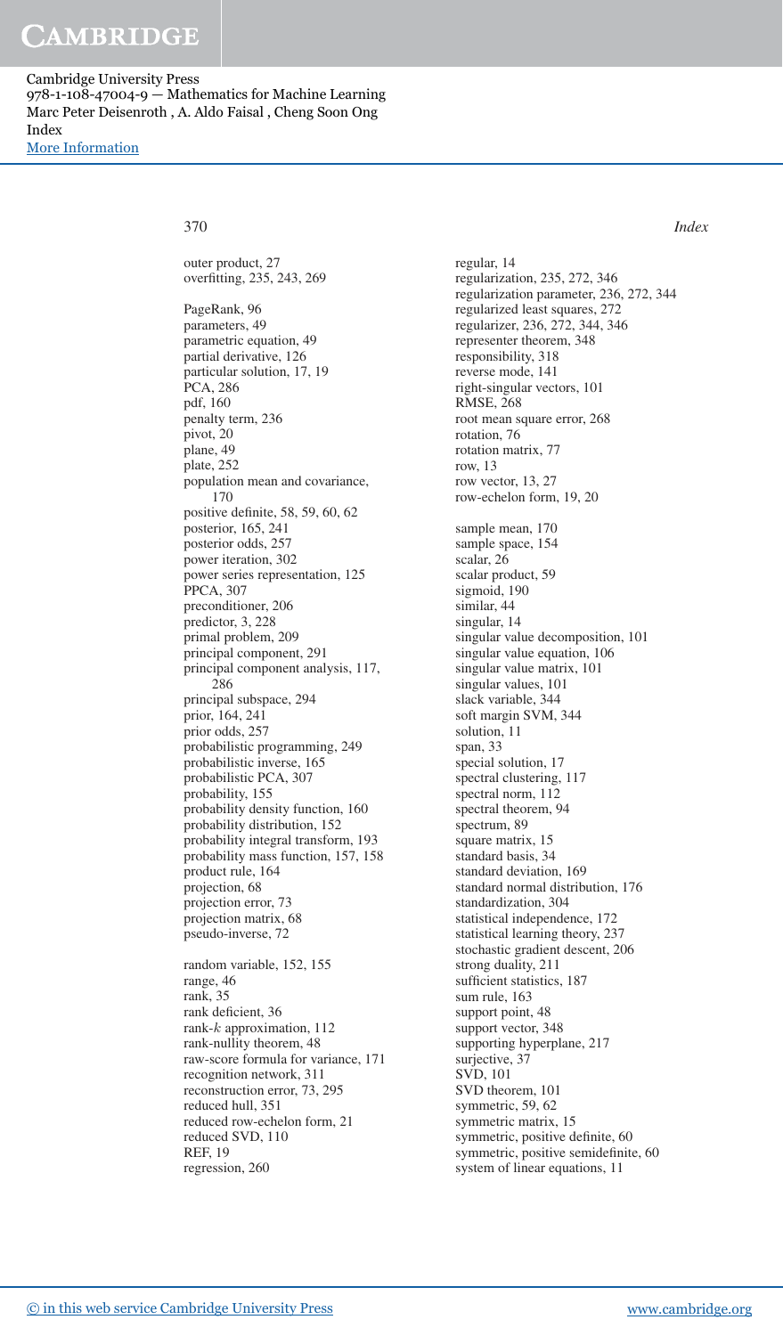outer product, 27
overfitting, 235, 243, 269

PageRank, 96
parameters, 49
parametric equation, 49
partial derivative, 126
particular solution, 17, 19
PCA, 286
pdf, 160
penalty term, 236
pivot, 20
plane, 49
plate, 252
population mean and covariance, 170
positive definite, 58, 59, 60, 62
posterior, 165, 241
posterior odds, 257
power iteration, 302
power series representation, 125
PPCA, 307
preconditioner, 206
predictor, 3, 228
primal problem, 209
principal component, 291
principal component analysis, 117, 286
principal subspace, 294
prior, 164, 241
prior odds, 257
probabilistic programming, 249
probabilistic inverse, 165
probabilistic PCA, 307
probability, 155
probability density function, 160
probability distribution, 152
probability integral transform, 193
probability mass function, 157, 158
product rule, 164
projection, 68
projection error, 73
projection matrix, 68
pseudo-inverse, 72

random variable, 152, 155
range, 46
rank, 35
rank deficient, 36
rank-$k$ approximation, 112
rank-nullity theorem, 48
raw-score formula for variance, 171
recognition network, 311
reconstruction error, 73, 295
reduced hull, 351
reduced row-echelon form, 21
reduced SVD, 110
REF, 19
regression, 260
regular, 14
regularization, 235, 272, 346
regularization parameter, 236, 272, 344
regularized least squares, 272
regularizer, 236, 272, 344, 346
representer theorem, 348
responsibility, 318
reverse mode, 141
right-singular vectors, 101
RMSE, 268
root mean square error, 268
rotation, 76
rotation matrix, 77
row, 13
row vector, 13, 27
row-echelon form, 19, 20

sample mean, 170
sample space, 154
scalar, 26
scalar product, 59
sigmoid, 190
similar, 44
singular, 14
singular value decomposition, 101
singular value equation, 106
singular value matrix, 101
singular values, 101
slack variable, 344
soft margin SVM, 344
solution, 11
span, 33
special solution, 17
spectral clustering, 117
spectral norm, 112
spectral theorem, 94
spectrum, 89
square matrix, 15
standard basis, 34
standard deviation, 169
standard normal distribution, 176
standardization, 304
statistical independence, 172
statistical learning theory, 237
stochastic gradient descent, 206
strong duality, 211
sufficient statistics, 187
sum rule, 163
support point, 48
support vector, 348
supporting hyperplane, 217
surjective, 37
SVD, 101
SVD theorem, 101
symmetric, 59, 62
symmetric matrix, 15
symmetric, positive definite, 60
symmetric, positive semidefinite, 60
system of linear equations, 11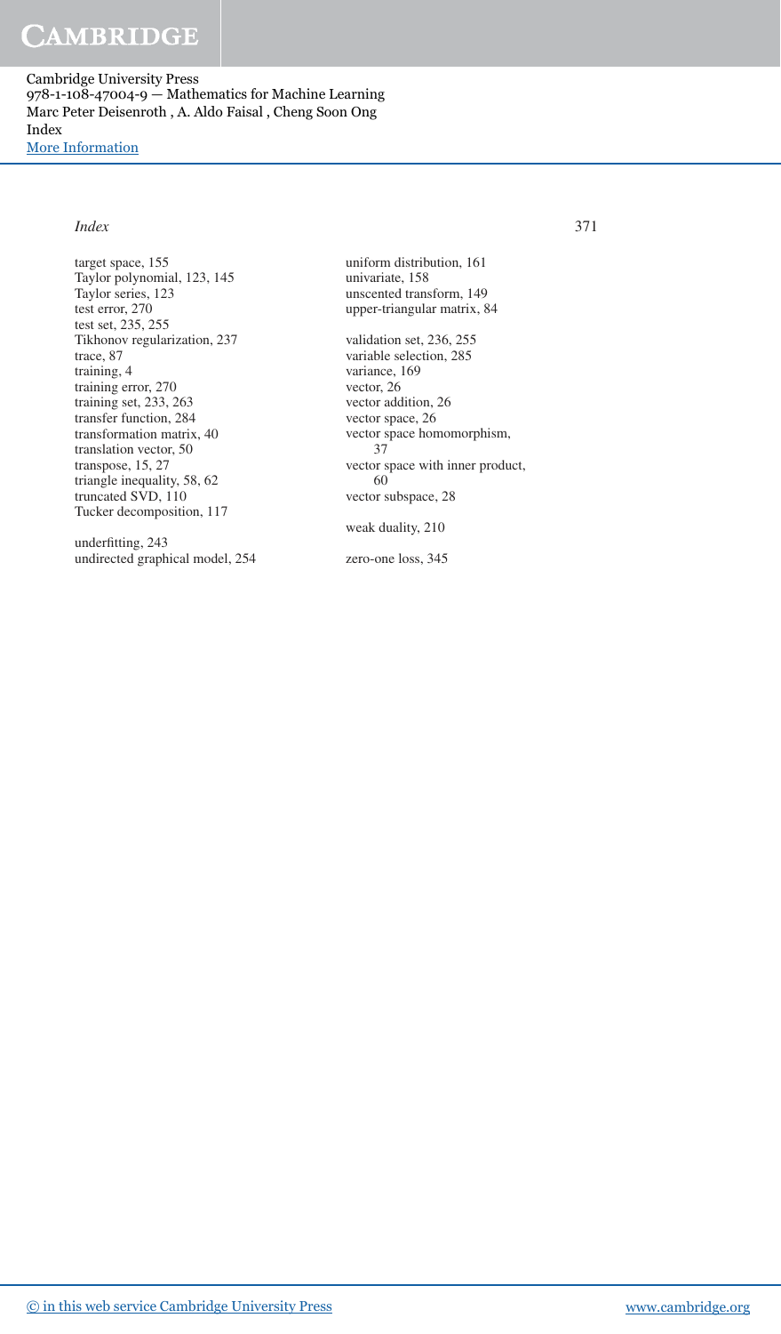target space, 155
Taylor polynomial, 123, 145
Taylor series, 123
test error, 270
test set, 235, 255
Tikhonov regularization, 237
trace, 87
training, 4
training error, 270
training set, 233, 263
transfer function, 284
transformation matrix, 40
translation vector, 50
transpose, 15, 27
triangle inequality, 58, 62
truncated SVD, 110
Tucker decomposition, 117

underfitting, 243
undirected graphical model, 254
uniform distribution, 161
univariate, 158
unscented transform, 149
upper-triangular matrix, 84

validation set, 236, 255
variable selection, 285
variance, 169
vector, 26
vector addition, 26
vector space, 26
vector space homomorphism, 37
vector space with inner product, 60
vector subspace, 28

weak duality, 210

zero-one loss, 345